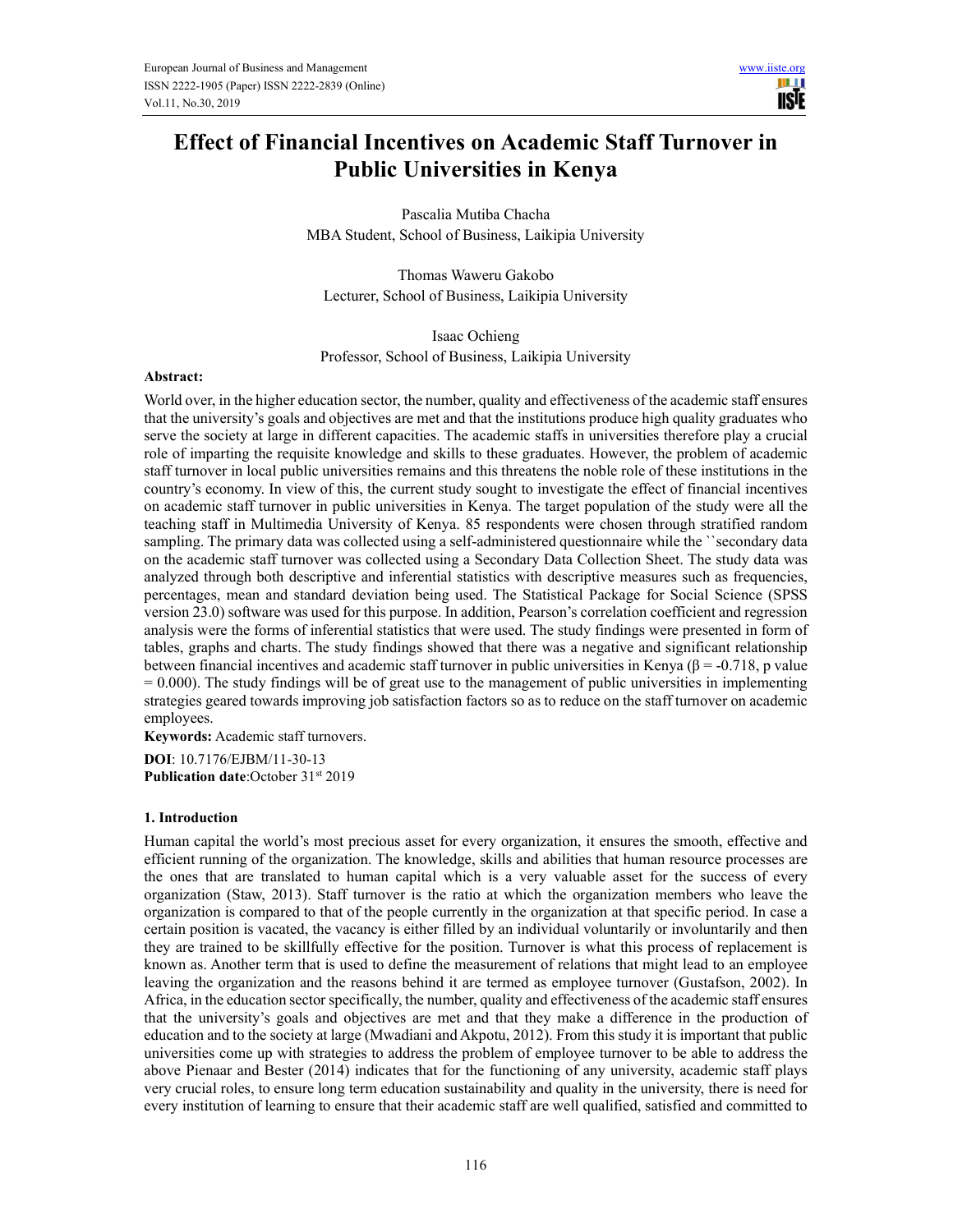# Effect of Financial Incentives on Academic Staff Turnover in Public Universities in Kenya

Pascalia Mutiba Chacha
MBA Student, School of Business, Laikipia University

Thomas Waweru Gakobo
Lecturer, School of Business, Laikipia University

Isaac Ochieng
Professor, School of Business, Laikipia University

**Abstract:**

World over, in the higher education sector, the number, quality and effectiveness of the academic staff ensures that the university's goals and objectives are met and that the institutions produce high quality graduates who serve the society at large in different capacities. The academic staffs in universities therefore play a crucial role of imparting the requisite knowledge and skills to these graduates. However, the problem of academic staff turnover in local public universities remains and this threatens the noble role of these institutions in the country's economy. In view of this, the current study sought to investigate the effect of financial incentives on academic staff turnover in public universities in Kenya. The target population of the study were all the teaching staff in Multimedia University of Kenya. 85 respondents were chosen through stratified random sampling. The primary data was collected using a self-administered questionnaire while the ``secondary data on the academic staff turnover was collected using a Secondary Data Collection Sheet. The study data was analyzed through both descriptive and inferential statistics with descriptive measures such as frequencies, percentages, mean and standard deviation being used. The Statistical Package for Social Science (SPSS version 23.0) software was used for this purpose. In addition, Pearson's correlation coefficient and regression analysis were the forms of inferential statistics that were used. The study findings were presented in form of tables, graphs and charts. The study findings showed that there was a negative and significant relationship between financial incentives and academic staff turnover in public universities in Kenya ($\beta = -0.718$, p value $= 0.000$). The study findings will be of great use to the management of public universities in implementing strategies geared towards improving job satisfaction factors so as to reduce on the staff turnover on academic employees.

**Keywords:** Academic staff turnovers.

**DOI**: 10.7176/EJBM/11-30-13
**Publication date**:October 31st 2019

## 1. Introduction

Human capital the world's most precious asset for every organization, it ensures the smooth, effective and efficient running of the organization. The knowledge, skills and abilities that human resource processes are the ones that are translated to human capital which is a very valuable asset for the success of every organization (Staw, 2013). Staff turnover is the ratio at which the organization members who leave the organization is compared to that of the people currently in the organization at that specific period. In case a certain position is vacated, the vacancy is either filled by an individual voluntarily or involuntarily and then they are trained to be skillfully effective for the position. Turnover is what this process of replacement is known as. Another term that is used to define the measurement of relations that might lead to an employee leaving the organization and the reasons behind it are termed as employee turnover (Gustafson, 2002). In Africa, in the education sector specifically, the number, quality and effectiveness of the academic staff ensures that the university's goals and objectives are met and that they make a difference in the production of education and to the society at large (Mwadiani and Akpotu, 2012). From this study it is important that public universities come up with strategies to address the problem of employee turnover to be able to address the above Pienaar and Bester (2014) indicates that for the functioning of any university, academic staff plays very crucial roles, to ensure long term education sustainability and quality in the university, there is need for every institution of learning to ensure that their academic staff are well qualified, satisfied and committed to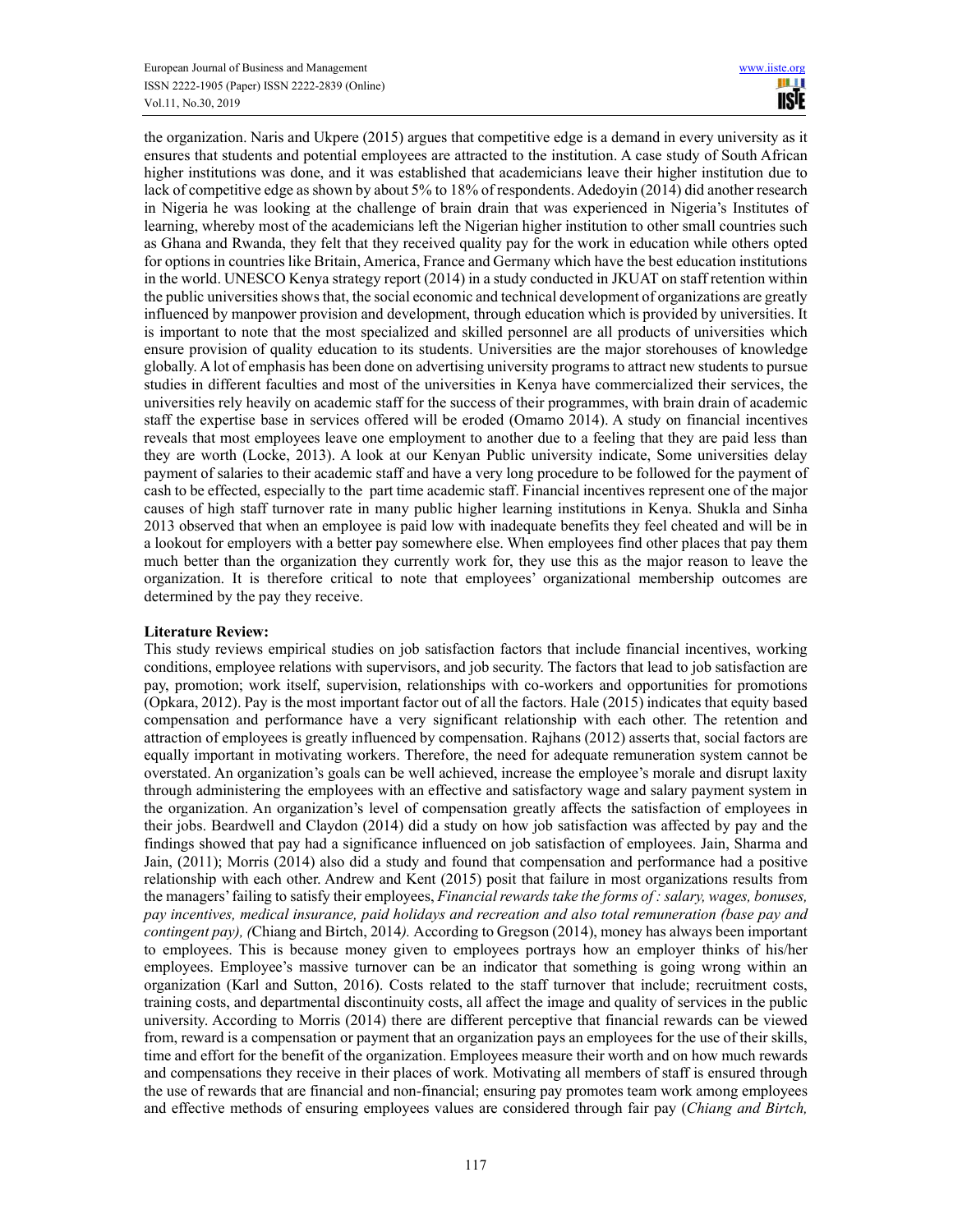the organization. Naris and Ukpere (2015) argues that competitive edge is a demand in every university as it ensures that students and potential employees are attracted to the institution. A case study of South African higher institutions was done, and it was established that academicians leave their higher institution due to lack of competitive edge as shown by about 5% to 18% of respondents. Adedoyin (2014) did another research in Nigeria he was looking at the challenge of brain drain that was experienced in Nigeria's Institutes of learning, whereby most of the academicians left the Nigerian higher institution to other small countries such as Ghana and Rwanda, they felt that they received quality pay for the work in education while others opted for options in countries like Britain, America, France and Germany which have the best education institutions in the world. UNESCO Kenya strategy report (2014) in a study conducted in JKUAT on staff retention within the public universities shows that, the social economic and technical development of organizations are greatly influenced by manpower provision and development, through education which is provided by universities. It is important to note that the most specialized and skilled personnel are all products of universities which ensure provision of quality education to its students. Universities are the major storehouses of knowledge globally. A lot of emphasis has been done on advertising university programs to attract new students to pursue studies in different faculties and most of the universities in Kenya have commercialized their services, the universities rely heavily on academic staff for the success of their programmes, with brain drain of academic staff the expertise base in services offered will be eroded (Omamo 2014). A study on financial incentives reveals that most employees leave one employment to another due to a feeling that they are paid less than they are worth (Locke, 2013). A look at our Kenyan Public university indicate, Some universities delay payment of salaries to their academic staff and have a very long procedure to be followed for the payment of cash to be effected, especially to the part time academic staff. Financial incentives represent one of the major causes of high staff turnover rate in many public higher learning institutions in Kenya. Shukla and Sinha 2013 observed that when an employee is paid low with inadequate benefits they feel cheated and will be in a lookout for employers with a better pay somewhere else. When employees find other places that pay them much better than the organization they currently work for, they use this as the major reason to leave the organization. It is therefore critical to note that employees' organizational membership outcomes are determined by the pay they receive.

**Literature Review:**

This study reviews empirical studies on job satisfaction factors that include financial incentives, working conditions, employee relations with supervisors, and job security. The factors that lead to job satisfaction are pay, promotion; work itself, supervision, relationships with co-workers and opportunities for promotions (Opkara, 2012). Pay is the most important factor out of all the factors. Hale (2015) indicates that equity based compensation and performance have a very significant relationship with each other. The retention and attraction of employees is greatly influenced by compensation. Rajhans (2012) asserts that, social factors are equally important in motivating workers. Therefore, the need for adequate remuneration system cannot be overstated. An organization's goals can be well achieved, increase the employee's morale and disrupt laxity through administering the employees with an effective and satisfactory wage and salary payment system in the organization. An organization's level of compensation greatly affects the satisfaction of employees in their jobs. Beardwell and Claydon (2014) did a study on how job satisfaction was affected by pay and the findings showed that pay had a significance influenced on job satisfaction of employees. Jain, Sharma and Jain, (2011); Morris (2014) also did a study and found that compensation and performance had a positive relationship with each other. Andrew and Kent (2015) posit that failure in most organizations results from the managers' failing to satisfy their employees, *Financial rewards take the forms of : salary, wages, bonuses, pay incentives, medical insurance, paid holidays and recreation and also total remuneration (base pay and contingent pay), (*Chiang and Birtch, 2014*).* According to Gregson (2014), money has always been important to employees. This is because money given to employees portrays how an employer thinks of his/her employees. Employee's massive turnover can be an indicator that something is going wrong within an organization (Karl and Sutton, 2016). Costs related to the staff turnover that include; recruitment costs, training costs, and departmental discontinuity costs, all affect the image and quality of services in the public university. According to Morris (2014) there are different perceptive that financial rewards can be viewed from, reward is a compensation or payment that an organization pays an employees for the use of their skills, time and effort for the benefit of the organization. Employees measure their worth and on how much rewards and compensations they receive in their places of work. Motivating all members of staff is ensured through the use of rewards that are financial and non-financial; ensuring pay promotes team work among employees and effective methods of ensuring employees values are considered through fair pay (*Chiang and Birtch,*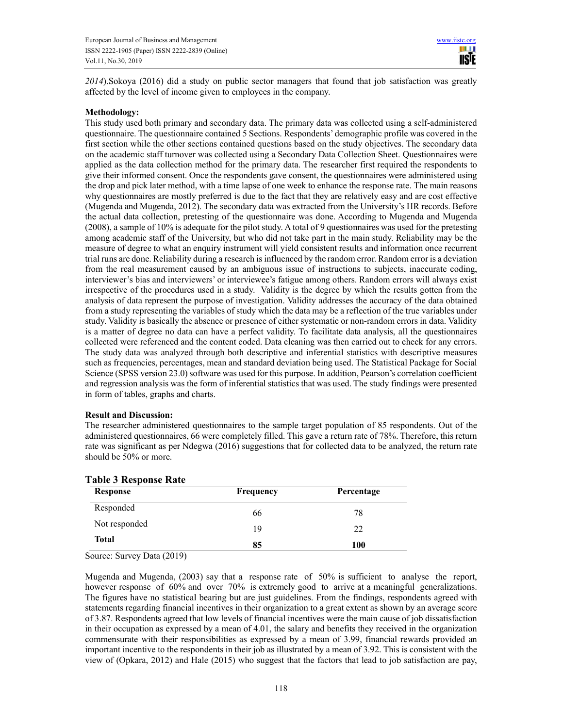*2014*).Sokoya (2016) did a study on public sector managers that found that job satisfaction was greatly affected by the level of income given to employees in the company.

**Methodology:**

This study used both primary and secondary data. The primary data was collected using a self-administered questionnaire. The questionnaire contained 5 Sections. Respondents' demographic profile was covered in the first section while the other sections contained questions based on the study objectives. The secondary data on the academic staff turnover was collected using a Secondary Data Collection Sheet. Questionnaires were applied as the data collection method for the primary data. The researcher first required the respondents to give their informed consent. Once the respondents gave consent, the questionnaires were administered using the drop and pick later method, with a time lapse of one week to enhance the response rate. The main reasons why questionnaires are mostly preferred is due to the fact that they are relatively easy and are cost effective (Mugenda and Mugenda, 2012). The secondary data was extracted from the University's HR records. Before the actual data collection, pretesting of the questionnaire was done. According to Mugenda and Mugenda (2008), a sample of 10% is adequate for the pilot study. A total of 9 questionnaires was used for the pretesting among academic staff of the University, but who did not take part in the main study. Reliability may be the measure of degree to what an enquiry instrument will yield consistent results and information once recurrent trial runs are done. Reliability during a research is influenced by the random error. Random error is a deviation from the real measurement caused by an ambiguous issue of instructions to subjects, inaccurate coding, interviewer's bias and interviewers' or interviewee's fatigue among others. Random errors will always exist irrespective of the procedures used in a study. Validity is the degree by which the results gotten from the analysis of data represent the purpose of investigation. Validity addresses the accuracy of the data obtained from a study representing the variables of study which the data may be a reflection of the true variables under study. Validity is basically the absence or presence of either systematic or non-random errors in data. Validity is a matter of degree no data can have a perfect validity. To facilitate data analysis, all the questionnaires collected were referenced and the content coded. Data cleaning was then carried out to check for any errors. The study data was analyzed through both descriptive and inferential statistics with descriptive measures such as frequencies, percentages, mean and standard deviation being used. The Statistical Package for Social Science (SPSS version 23.0) software was used for this purpose. In addition, Pearson's correlation coefficient and regression analysis was the form of inferential statistics that was used. The study findings were presented in form of tables, graphs and charts.

**Result and Discussion:**

The researcher administered questionnaires to the sample target population of 85 respondents. Out of the administered questionnaires, 66 were completely filled. This gave a return rate of 78%. Therefore, this return rate was significant as per Ndegwa (2016) suggestions that for collected data to be analyzed, the return rate should be 50% or more.

**Table 3 Response Rate**

| Response | Frequency | Percentage |
|---|---|---|
| Responded | 66 | 78 |
| Not responded | 19 | 22 |
| **Total** | **85** | **100** |

Source: Survey Data (2019)

Mugenda and Mugenda, (2003) say that a response rate of 50% is sufficient to analyse the report, however response of 60% and over 70% is extremely good to arrive at a meaningful generalizations. The figures have no statistical bearing but are just guidelines. From the findings, respondents agreed with statements regarding financial incentives in their organization to a great extent as shown by an average score of 3.87. Respondents agreed that low levels of financial incentives were the main cause of job dissatisfaction in their occupation as expressed by a mean of 4.01, the salary and benefits they received in the organization commensurate with their responsibilities as expressed by a mean of 3.99, financial rewards provided an important incentive to the respondents in their job as illustrated by a mean of 3.92. This is consistent with the view of (Opkara, 2012) and Hale (2015) who suggest that the factors that lead to job satisfaction are pay,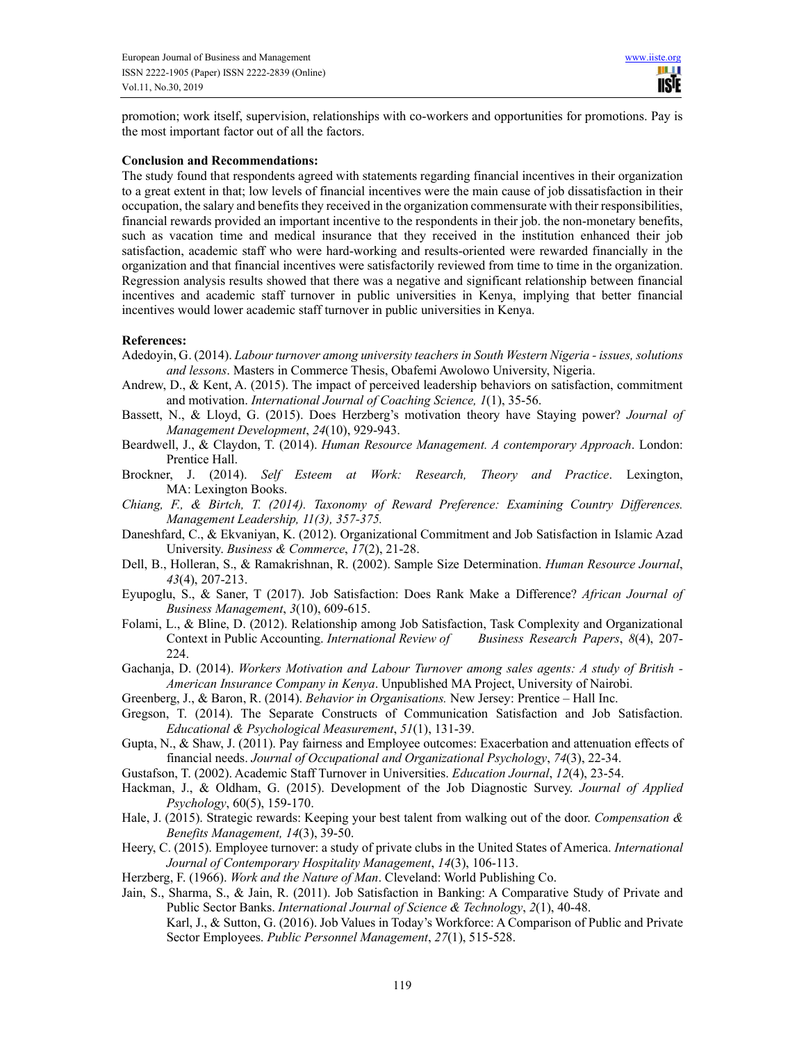promotion; work itself, supervision, relationships with co-workers and opportunities for promotions. Pay is the most important factor out of all the factors.

**Conclusion and Recommendations:**

The study found that respondents agreed with statements regarding financial incentives in their organization to a great extent in that; low levels of financial incentives were the main cause of job dissatisfaction in their occupation, the salary and benefits they received in the organization commensurate with their responsibilities, financial rewards provided an important incentive to the respondents in their job. the non-monetary benefits, such as vacation time and medical insurance that they received in the institution enhanced their job satisfaction, academic staff who were hard-working and results-oriented were rewarded financially in the organization and that financial incentives were satisfactorily reviewed from time to time in the organization. Regression analysis results showed that there was a negative and significant relationship between financial incentives and academic staff turnover in public universities in Kenya, implying that better financial incentives would lower academic staff turnover in public universities in Kenya.

**References:**

Adedoyin, G. (2014). *Labour turnover among university teachers in South Western Nigeria - issues, solutions and lessons*. Masters in Commerce Thesis, Obafemi Awolowo University, Nigeria.

Andrew, D., & Kent, A. (2015). The impact of perceived leadership behaviors on satisfaction, commitment and motivation. *International Journal of Coaching Science, 1*(1), 35-56.

Bassett, N., & Lloyd, G. (2015). Does Herzberg's motivation theory have Staying power? *Journal of Management Development*, *24*(10), 929-943.

Beardwell, J., & Claydon, T. (2014). *Human Resource Management. A contemporary Approach*. London: Prentice Hall.

Brockner, J. (2014). *Self Esteem at Work: Research, Theory and Practice*. Lexington, MA: Lexington Books.

*Chiang, F., & Birtch, T. (2014). Taxonomy of Reward Preference: Examining Country Differences. Management Leadership, 11(3), 357-375.*

Daneshfard, C., & Ekvaniyan, K. (2012). Organizational Commitment and Job Satisfaction in Islamic Azad University. *Business & Commerce*, *17*(2), 21-28.

Dell, B., Holleran, S., & Ramakrishnan, R. (2002). Sample Size Determination. *Human Resource Journal*, *43*(4), 207-213.

Eyupoglu, S., & Saner, T (2017). Job Satisfaction: Does Rank Make a Difference? *African Journal of Business Management*, *3*(10), 609-615.

Folami, L., & Bline, D. (2012). Relationship among Job Satisfaction, Task Complexity and Organizational Context in Public Accounting. *International Review of Business Research Papers*, *8*(4), 207-224.

Gachanja, D. (2014). *Workers Motivation and Labour Turnover among sales agents: A study of British - American Insurance Company in Kenya*. Unpublished MA Project, University of Nairobi.

Greenberg, J., & Baron, R. (2014). *Behavior in Organisations.* New Jersey: Prentice – Hall Inc.

Gregson, T. (2014). The Separate Constructs of Communication Satisfaction and Job Satisfaction. *Educational & Psychological Measurement*, *51*(1), 131-39.

Gupta, N., & Shaw, J. (2011). Pay fairness and Employee outcomes: Exacerbation and attenuation effects of financial needs. *Journal of Occupational and Organizational Psychology*, *74*(3), 22-34.

Gustafson, T. (2002). Academic Staff Turnover in Universities. *Education Journal*, *12*(4), 23-54.

Hackman, J., & Oldham, G. (2015). Development of the Job Diagnostic Survey. *Journal of Applied Psychology*, 60(5), 159-170.

Hale, J. (2015). Strategic rewards: Keeping your best talent from walking out of the door. *Compensation & Benefits Management, 14*(3), 39-50.

Heery, C. (2015). Employee turnover: a study of private clubs in the United States of America. *International Journal of Contemporary Hospitality Management*, *14*(3), 106-113.

Herzberg, F. (1966). *Work and the Nature of Man*. Cleveland: World Publishing Co.

Jain, S., Sharma, S., & Jain, R. (2011). Job Satisfaction in Banking: A Comparative Study of Private and Public Sector Banks. *International Journal of Science & Technology*, *2*(1), 40-48.

Karl, J., & Sutton, G. (2016). Job Values in Today's Workforce: A Comparison of Public and Private Sector Employees. *Public Personnel Management*, *27*(1), 515-528.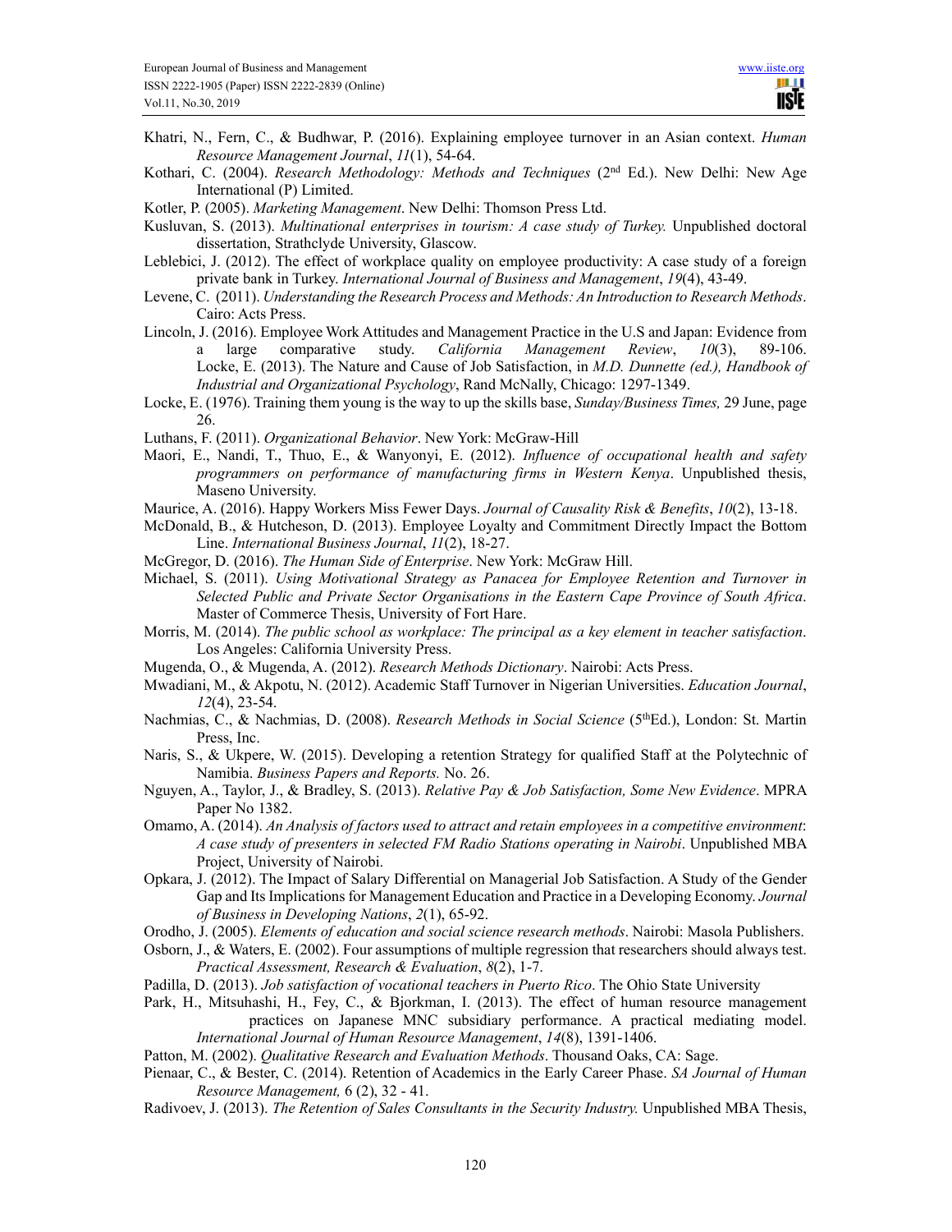Khatri, N., Fern, C., & Budhwar, P. (2016). Explaining employee turnover in an Asian context. *Human Resource Management Journal*, *11*(1), 54-64.

Kothari, C. (2004). *Research Methodology: Methods and Techniques* (2nd Ed.). New Delhi: New Age International (P) Limited.

Kotler, P. (2005). *Marketing Management*. New Delhi: Thomson Press Ltd.

Kusluvan, S. (2013). *Multinational enterprises in tourism: A case study of Turkey.* Unpublished doctoral dissertation, Strathclyde University, Glascow.

Leblebici, J. (2012). The effect of workplace quality on employee productivity: A case study of a foreign private bank in Turkey. *International Journal of Business and Management*, *19*(4), 43-49.

Levene, C. (2011). *Understanding the Research Process and Methods: An Introduction to Research Methods*. Cairo: Acts Press.

Lincoln, J. (2016). Employee Work Attitudes and Management Practice in the U.S and Japan: Evidence from a large comparative study. *California Management Review*, *10*(3), 89-106. Locke, E. (2013). The Nature and Cause of Job Satisfaction, in *M.D. Dunnette (ed.), Handbook of Industrial and Organizational Psychology*, Rand McNally, Chicago: 1297-1349.

Locke, E. (1976). Training them young is the way to up the skills base, *Sunday/Business Times,* 29 June, page 26.

Luthans, F. (2011). *Organizational Behavior*. New York: McGraw-Hill

Maori, E., Nandi, T., Thuo, E., & Wanyonyi, E. (2012). *Influence of occupational health and safety programmers on performance of manufacturing firms in Western Kenya*. Unpublished thesis, Maseno University.

Maurice, A. (2016). Happy Workers Miss Fewer Days. *Journal of Causality Risk & Benefits*, *10*(2), 13-18.

McDonald, B., & Hutcheson, D. (2013). Employee Loyalty and Commitment Directly Impact the Bottom Line. *International Business Journal*, *11*(2), 18-27.

McGregor, D. (2016). *The Human Side of Enterprise*. New York: McGraw Hill.

Michael, S. (2011). *Using Motivational Strategy as Panacea for Employee Retention and Turnover in Selected Public and Private Sector Organisations in the Eastern Cape Province of South Africa*. Master of Commerce Thesis, University of Fort Hare.

Morris, M. (2014). *The public school as workplace: The principal as a key element in teacher satisfaction*. Los Angeles: California University Press.

Mugenda, O., & Mugenda, A. (2012). *Research Methods Dictionary*. Nairobi: Acts Press.

Mwadiani, M., & Akpotu, N. (2012). Academic Staff Turnover in Nigerian Universities. *Education Journal*, *12*(4), 23-54.

Nachmias, C., & Nachmias, D. (2008). *Research Methods in Social Science* (5thEd.), London: St. Martin Press, Inc.

Naris, S., & Ukpere, W. (2015). Developing a retention Strategy for qualified Staff at the Polytechnic of Namibia. *Business Papers and Reports.* No. 26.

Nguyen, A., Taylor, J., & Bradley, S. (2013). *Relative Pay & Job Satisfaction, Some New Evidence*. MPRA Paper No 1382.

Omamo, A. (2014). *An Analysis of factors used to attract and retain employees in a competitive environment*: *A case study of presenters in selected FM Radio Stations operating in Nairobi*. Unpublished MBA Project, University of Nairobi.

Opkara, J. (2012). The Impact of Salary Differential on Managerial Job Satisfaction. A Study of the Gender Gap and Its Implications for Management Education and Practice in a Developing Economy. *Journal of Business in Developing Nations*, *2*(1), 65-92.

Orodho, J. (2005). *Elements of education and social science research methods*. Nairobi: Masola Publishers.

Osborn, J., & Waters, E. (2002). Four assumptions of multiple regression that researchers should always test. *Practical Assessment, Research & Evaluation*, *8*(2), 1-7.

Padilla, D. (2013). *Job satisfaction of vocational teachers in Puerto Rico*. The Ohio State University

Park, H., Mitsuhashi, H., Fey, C., & Bjorkman, I. (2013). The effect of human resource management practices on Japanese MNC subsidiary performance. A practical mediating model. *International Journal of Human Resource Management*, *14*(8), 1391-1406.

Patton, M. (2002). *Qualitative Research and Evaluation Methods*. Thousand Oaks, CA: Sage.

Pienaar, C., & Bester, C. (2014). Retention of Academics in the Early Career Phase. *SA Journal of Human Resource Management,* 6 (2), 32 - 41.

Radivoev, J. (2013). *The Retention of Sales Consultants in the Security Industry.* Unpublished MBA Thesis,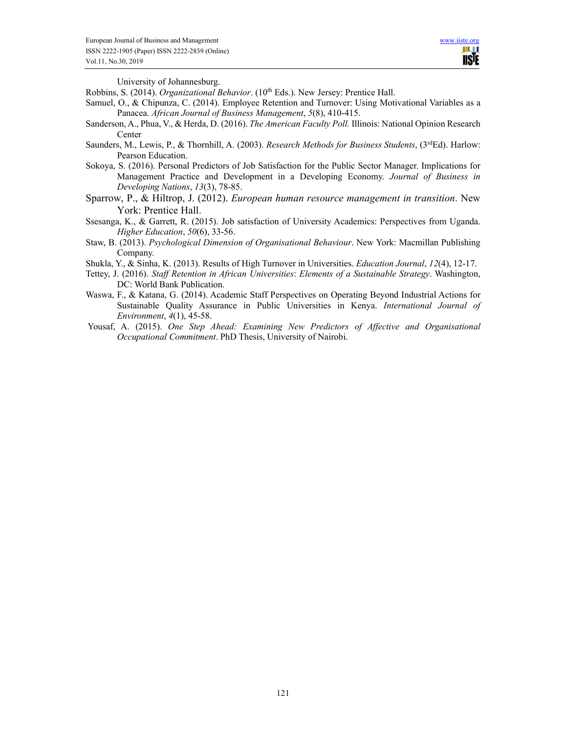University of Johannesburg.

Robbins, S. (2014). *Organizational Behavior*. (10th Eds.). New Jersey: Prentice Hall.

Samuel, O., & Chipunza, C. (2014). Employee Retention and Turnover: Using Motivational Variables as a Panacea. *African Journal of Business Management*, *5*(8), 410-415.

Sanderson, A., Phua, V., & Herda, D. (2016). *The American Faculty Poll.* Illinois: National Opinion Research Center

Saunders, M., Lewis, P., & Thornhill, A. (2003). *Research Methods for Business Students*, (3rdEd). Harlow: Pearson Education.

Sokoya, S. (2016). Personal Predictors of Job Satisfaction for the Public Sector Manager. Implications for Management Practice and Development in a Developing Economy. *Journal of Business in Developing Nations*, *13*(3), 78-85.

Sparrow, P., & Hiltrop, J. (2012). *European human resource management in transition*. New York: Prentice Hall.

Ssesanga, K., & Garrett, R. (2015). Job satisfaction of University Academics: Perspectives from Uganda. *Higher Education*, *50*(6), 33-56.

Staw, B. (2013). *Psychological Dimension of Organisational Behaviour*. New York: Macmillan Publishing Company.

Shukla, Y., & Sinha, K. (2013). Results of High Turnover in Universities. *Education Journal*, *12*(4), 12-17.

Tettey, J. (2016). *Staff Retention in African Universities*: *Elements of a Sustainable Strategy*. Washington, DC: World Bank Publication.

Waswa, F., & Katana, G. (2014). Academic Staff Perspectives on Operating Beyond Industrial Actions for Sustainable Quality Assurance in Public Universities in Kenya. *International Journal of Environment*, *4*(1), 45-58.

Yousaf, A. (2015). *One Step Ahead: Examining New Predictors of Affective and Organisational Occupational Commitment*. PhD Thesis, University of Nairobi.